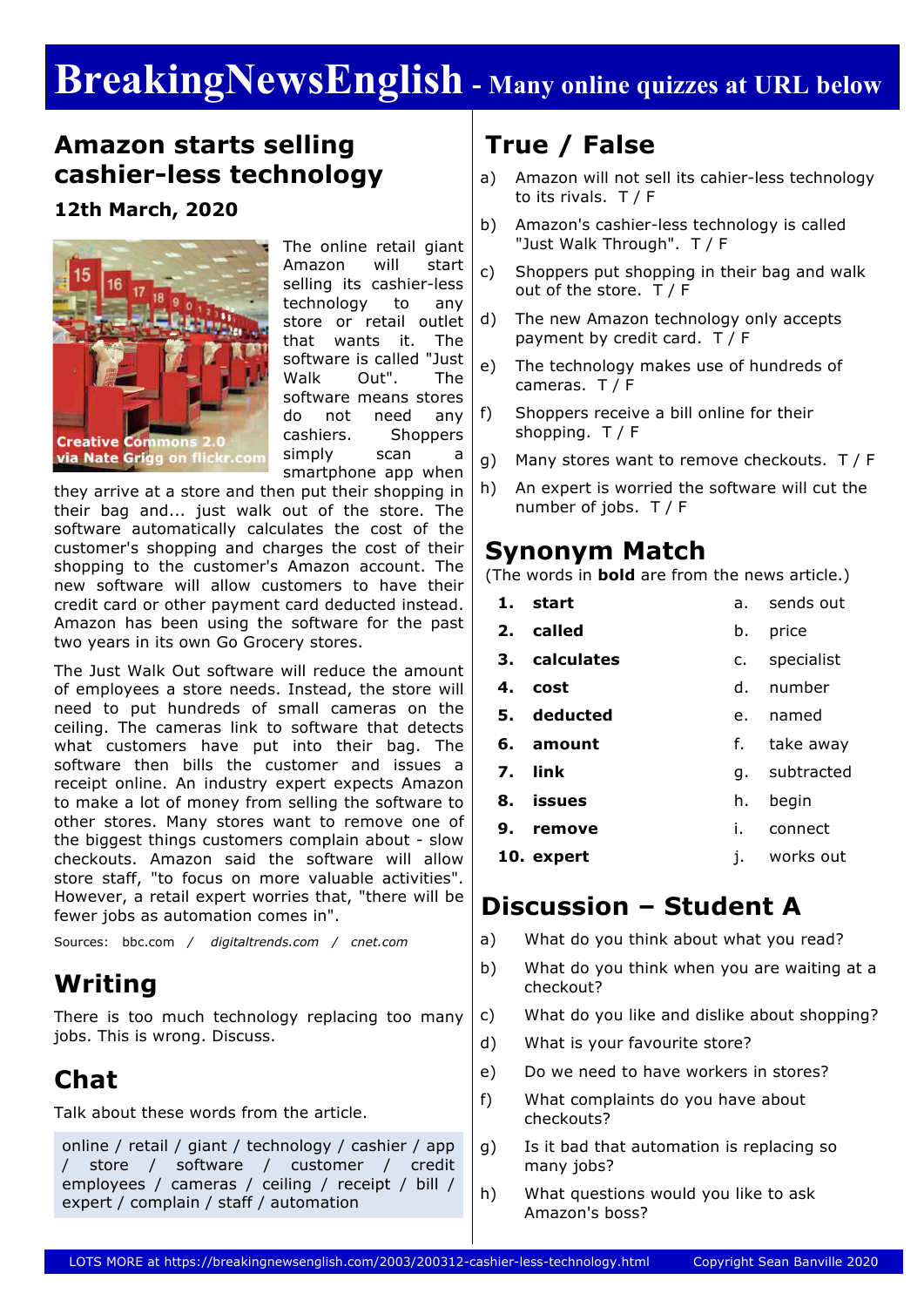# BreakingNewsEnglish - Many online quizzes at URL below

## Amazon starts selling cashier-less technology

**12th March, 2020**

Creative Commons 2.0 via Nate Grigg on flickr.com

The online retail giant Amazon will start selling its cashier-less technology to any store or retail outlet that wants it. The software is called "Just Walk Out". The software means stores do not need any cashiers. Shoppers simply scan a smartphone app when they arrive at a store and then put their shopping in their bag and... just walk out of the store. The software automatically calculates the cost of the customer's shopping and charges the cost of their shopping to the customer's Amazon account. The new software will allow customers to have their credit card or other payment card deducted instead. Amazon has been using the software for the past two years in its own Go Grocery stores.

The Just Walk Out software will reduce the amount of employees a store needs. Instead, the store will need to put hundreds of small cameras on the ceiling. The cameras link to software that detects what customers have put into their bag. The software then bills the customer and issues a receipt online. An industry expert expects Amazon to make a lot of money from selling the software to other stores. Many stores want to remove one of the biggest things customers complain about - slow checkouts. Amazon said the software will allow store staff, "to focus on more valuable activities". However, a retail expert worries that, "there will be fewer jobs as automation comes in".

Sources: bbc.com / *digitaltrends.com* / *cnet.com*

## Writing

There is too much technology replacing too many jobs. This is wrong. Discuss.

## Chat

Talk about these words from the article.

online / retail / giant / technology / cashier / app / store / software / customer / credit employees / cameras / ceiling / receipt / bill / expert / complain / staff / automation

## True / False

a) Amazon will not sell its cahier-less technology to its rivals. T / F

b) Amazon's cashier-less technology is called "Just Walk Through". T / F

c) Shoppers put shopping in their bag and walk out of the store. T / F

d) The new Amazon technology only accepts payment by credit card. T / F

e) The technology makes use of hundreds of cameras. T / F

f) Shoppers receive a bill online for their shopping. T / F

g) Many stores want to remove checkouts. T / F

h) An expert is worried the software will cut the number of jobs. T / F

## Synonym Match

(The words in **bold** are from the news article.)

| | | | |
|---|---|---|---|
| 1. | **start** | a. | sends out |
| 2. | **called** | b. | price |
| 3. | **calculates** | c. | specialist |
| 4. | **cost** | d. | number |
| 5. | **deducted** | e. | named |
| 6. | **amount** | f. | take away |
| 7. | **link** | g. | subtracted |
| 8. | **issues** | h. | begin |
| 9. | **remove** | i. | connect |
| 10. | **expert** | j. | works out |

## Discussion – Student A

a) What do you think about what you read?

b) What do you think when you are waiting at a checkout?

c) What do you like and dislike about shopping?

d) What is your favourite store?

e) Do we need to have workers in stores?

f) What complaints do you have about checkouts?

g) Is it bad that automation is replacing so many jobs?

h) What questions would you like to ask Amazon's boss?

LOTS MORE at https://breakingnewsenglish.com/2003/200312-cashier-less-technology.html Copyright Sean Banville 2020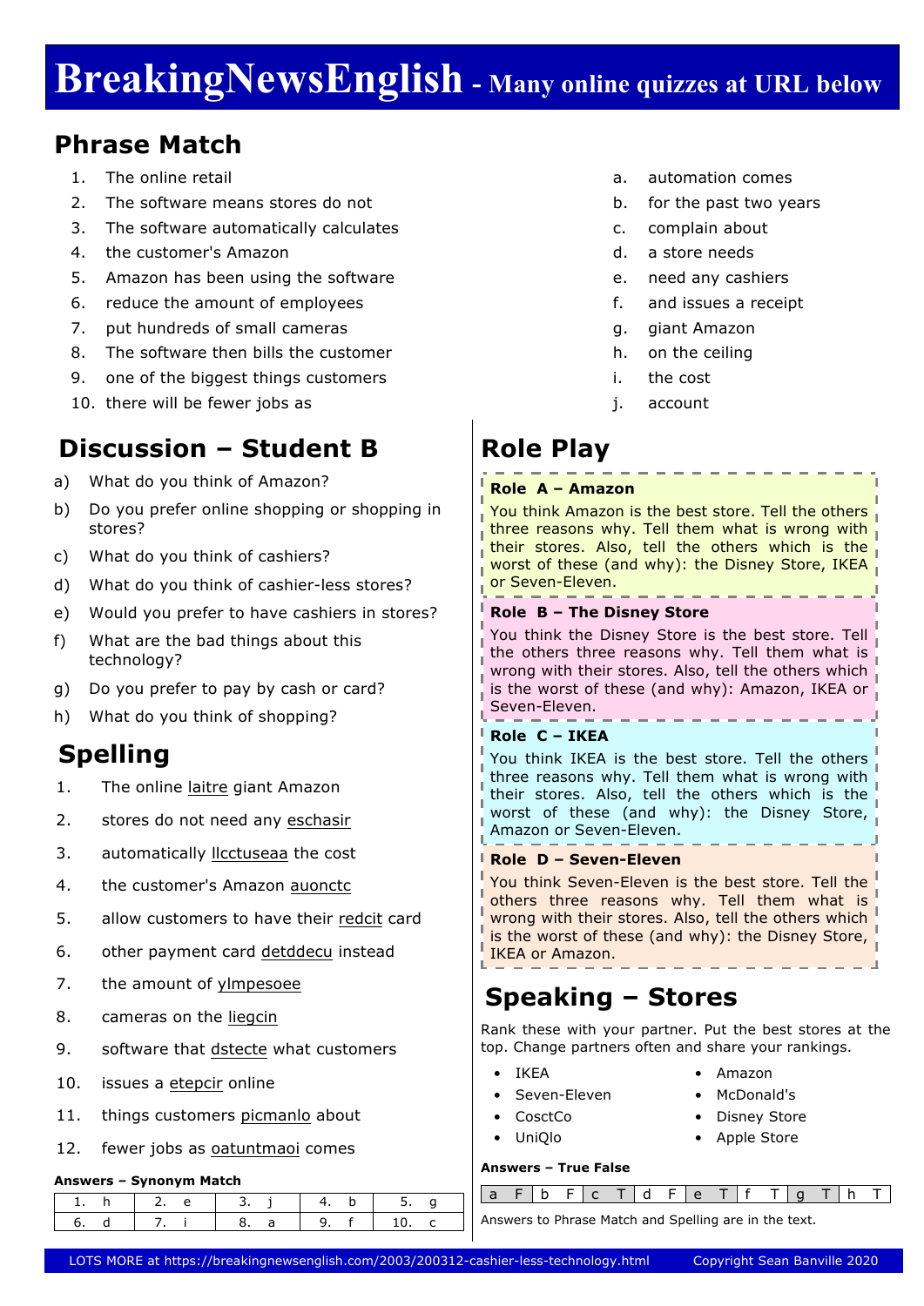# BreakingNewsEnglish - Many online quizzes at URL below

## Phrase Match

1. The online retail
2. The software means stores do not
3. The software automatically calculates
4. the customer's Amazon
5. Amazon has been using the software
6. reduce the amount of employees
7. put hundreds of small cameras
8. The software then bills the customer
9. one of the biggest things customers
10. there will be fewer jobs as

a. automation comes
b. for the past two years
c. complain about
d. a store needs
e. need any cashiers
f. and issues a receipt
g. giant Amazon
h. on the ceiling
i. the cost
j. account

## Discussion – Student B

a) What do you think of Amazon?
b) Do you prefer online shopping or shopping in stores?
c) What do you think of cashiers?
d) What do you think of cashier-less stores?
e) Would you prefer to have cashiers in stores?
f) What are the bad things about this technology?
g) Do you prefer to pay by cash or card?
h) What do you think of shopping?

## Spelling

1. The online laitre giant Amazon
2. stores do not need any eschasir
3. automatically llcctuseaa the cost
4. the customer's Amazon auonctc
5. allow customers to have their redcit card
6. other payment card detddecu instead
7. the amount of ylmpesoee
8. cameras on the liegcin
9. software that dstecte what customers
10. issues a etepcir online
11. things customers picmanlo about
12. fewer jobs as oatuntmaoi comes

**Answers – Synonym Match**

| | | | | |
|---|---|---|---|---|
| 1. h | 2. e | 3. j | 4. b | 5. g |
| 6. d | 7. i | 8. a | 9. f | 10. c |

## Role Play

**Role A – Amazon**

You think Amazon is the best store. Tell the others three reasons why. Tell them what is wrong with their stores. Also, tell the others which is the worst of these (and why): the Disney Store, IKEA or Seven-Eleven.

**Role B – The Disney Store**

You think the Disney Store is the best store. Tell the others three reasons why. Tell them what is wrong with their stores. Also, tell the others which is the worst of these (and why): Amazon, IKEA or Seven-Eleven.

**Role C – IKEA**

You think IKEA is the best store. Tell the others three reasons why. Tell them what is wrong with their stores. Also, tell the others which is the worst of these (and why): the Disney Store, Amazon or Seven-Eleven.

**Role D – Seven-Eleven**

You think Seven-Eleven is the best store. Tell the others three reasons why. Tell them what is wrong with their stores. Also, tell the others which is the worst of these (and why): the Disney Store, IKEA or Amazon.

## Speaking – Stores

Rank these with your partner. Put the best stores at the top. Change partners often and share your rankings.

- IKEA
- Seven-Eleven
- CosctCo
- UniQlo
- Amazon
- McDonald's
- Disney Store
- Apple Store

**Answers – True False**

| | | | | | | | | | | | | | | | |
|---|---|---|---|---|---|---|---|---|---|---|---|---|---|---|---|
| a | F | b | F | c | T | d | F | e | T | f | T | g | T | h | T |

Answers to Phrase Match and Spelling are in the text.

LOTS MORE at https://breakingnewsenglish.com/2003/200312-cashier-less-technology.html Copyright Sean Banville 2020